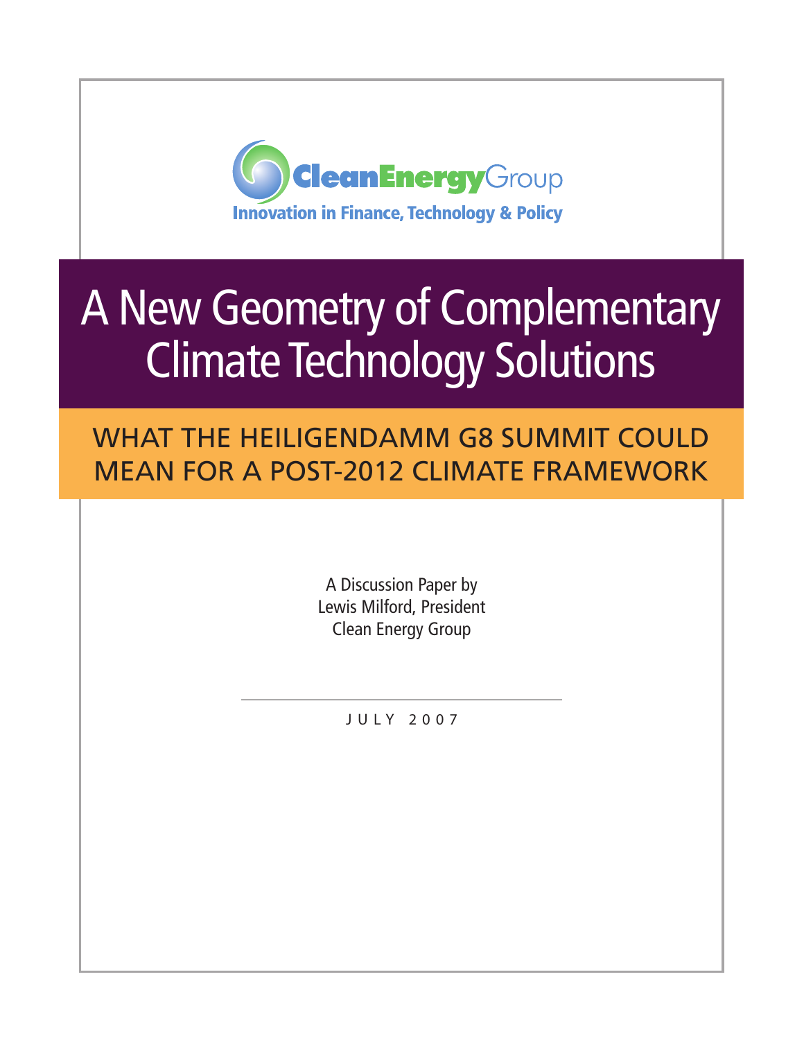Clean Energy Group

Innovation in Finance, Technology & Policy

# A New Geometry of Complementary Climate Technology Solutions

## WHAT THE HEILIGENDAMM G8 SUMMIT COULD MEAN FOR A POST-2012 CLIMATE FRAMEWORK

A Discussion Paper by
Lewis Milford, President
Clean Energy Group

JULY 2007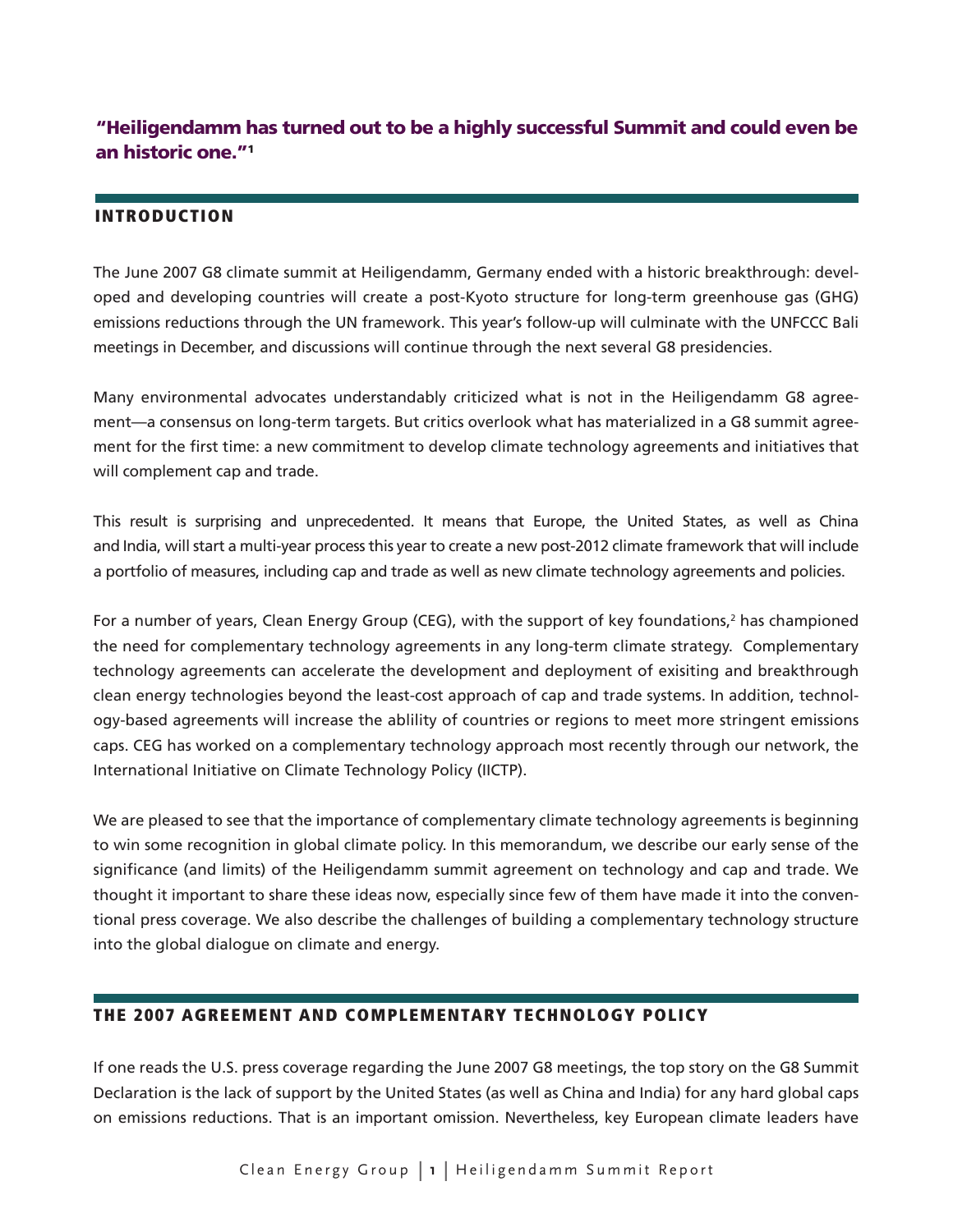**"Heiligendamm has turned out to be a highly successful Summit and could even be an historic one."[1]**

## INTRODUCTION

The June 2007 G8 climate summit at Heiligendamm, Germany ended with a historic breakthrough: developed and developing countries will create a post-Kyoto structure for long-term greenhouse gas (GHG) emissions reductions through the UN framework. This year's follow-up will culminate with the UNFCCC Bali meetings in December, and discussions will continue through the next several G8 presidencies.

Many environmental advocates understandably criticized what is not in the Heiligendamm G8 agreement—a consensus on long-term targets. But critics overlook what has materialized in a G8 summit agreement for the first time: a new commitment to develop climate technology agreements and initiatives that will complement cap and trade.

This result is surprising and unprecedented. It means that Europe, the United States, as well as China and India, will start a multi-year process this year to create a new post-2012 climate framework that will include a portfolio of measures, including cap and trade as well as new climate technology agreements and policies.

For a number of years, Clean Energy Group (CEG), with the support of key foundations,[2] has championed the need for complementary technology agreements in any long-term climate strategy. Complementary technology agreements can accelerate the development and deployment of exisiting and breakthrough clean energy technologies beyond the least-cost approach of cap and trade systems. In addition, technology-based agreements will increase the ablility of countries or regions to meet more stringent emissions caps. CEG has worked on a complementary technology approach most recently through our network, the International Initiative on Climate Technology Policy (IICTP).

We are pleased to see that the importance of complementary climate technology agreements is beginning to win some recognition in global climate policy. In this memorandum, we describe our early sense of the significance (and limits) of the Heiligendamm summit agreement on technology and cap and trade. We thought it important to share these ideas now, especially since few of them have made it into the conventional press coverage. We also describe the challenges of building a complementary technology structure into the global dialogue on climate and energy.

## THE 2007 AGREEMENT AND COMPLEMENTARY TECHNOLOGY POLICY

If one reads the U.S. press coverage regarding the June 2007 G8 meetings, the top story on the G8 Summit Declaration is the lack of support by the United States (as well as China and India) for any hard global caps on emissions reductions. That is an important omission. Nevertheless, key European climate leaders have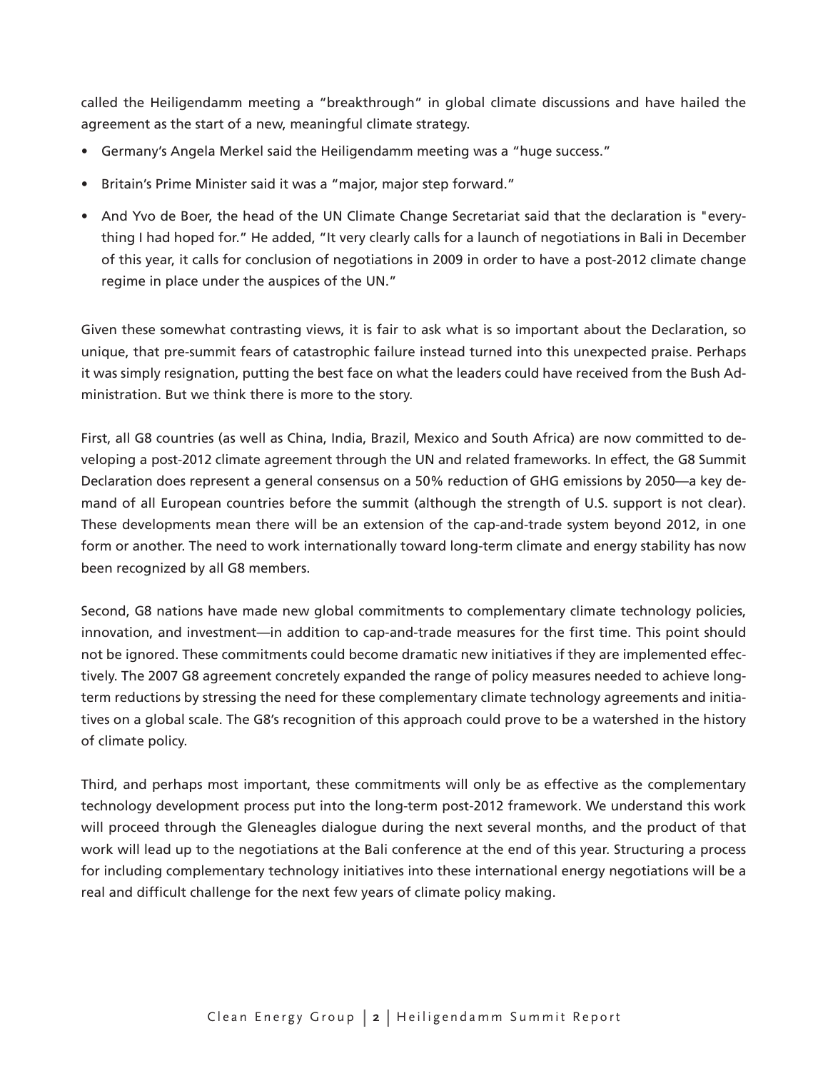called the Heiligendamm meeting a "breakthrough" in global climate discussions and have hailed the agreement as the start of a new, meaningful climate strategy.

- Germany's Angela Merkel said the Heiligendamm meeting was a "huge success."
- Britain's Prime Minister said it was a "major, major step forward."
- And Yvo de Boer, the head of the UN Climate Change Secretariat said that the declaration is "everything I had hoped for." He added, "It very clearly calls for a launch of negotiations in Bali in December of this year, it calls for conclusion of negotiations in 2009 in order to have a post-2012 climate change regime in place under the auspices of the UN."

Given these somewhat contrasting views, it is fair to ask what is so important about the Declaration, so unique, that pre-summit fears of catastrophic failure instead turned into this unexpected praise. Perhaps it was simply resignation, putting the best face on what the leaders could have received from the Bush Administration. But we think there is more to the story.

First, all G8 countries (as well as China, India, Brazil, Mexico and South Africa) are now committed to developing a post-2012 climate agreement through the UN and related frameworks. In effect, the G8 Summit Declaration does represent a general consensus on a 50% reduction of GHG emissions by 2050—a key demand of all European countries before the summit (although the strength of U.S. support is not clear). These developments mean there will be an extension of the cap-and-trade system beyond 2012, in one form or another. The need to work internationally toward long-term climate and energy stability has now been recognized by all G8 members.

Second, G8 nations have made new global commitments to complementary climate technology policies, innovation, and investment—in addition to cap-and-trade measures for the first time. This point should not be ignored. These commitments could become dramatic new initiatives if they are implemented effectively. The 2007 G8 agreement concretely expanded the range of policy measures needed to achieve long-term reductions by stressing the need for these complementary climate technology agreements and initiatives on a global scale. The G8's recognition of this approach could prove to be a watershed in the history of climate policy.

Third, and perhaps most important, these commitments will only be as effective as the complementary technology development process put into the long-term post-2012 framework. We understand this work will proceed through the Gleneagles dialogue during the next several months, and the product of that work will lead up to the negotiations at the Bali conference at the end of this year. Structuring a process for including complementary technology initiatives into these international energy negotiations will be a real and difficult challenge for the next few years of climate policy making.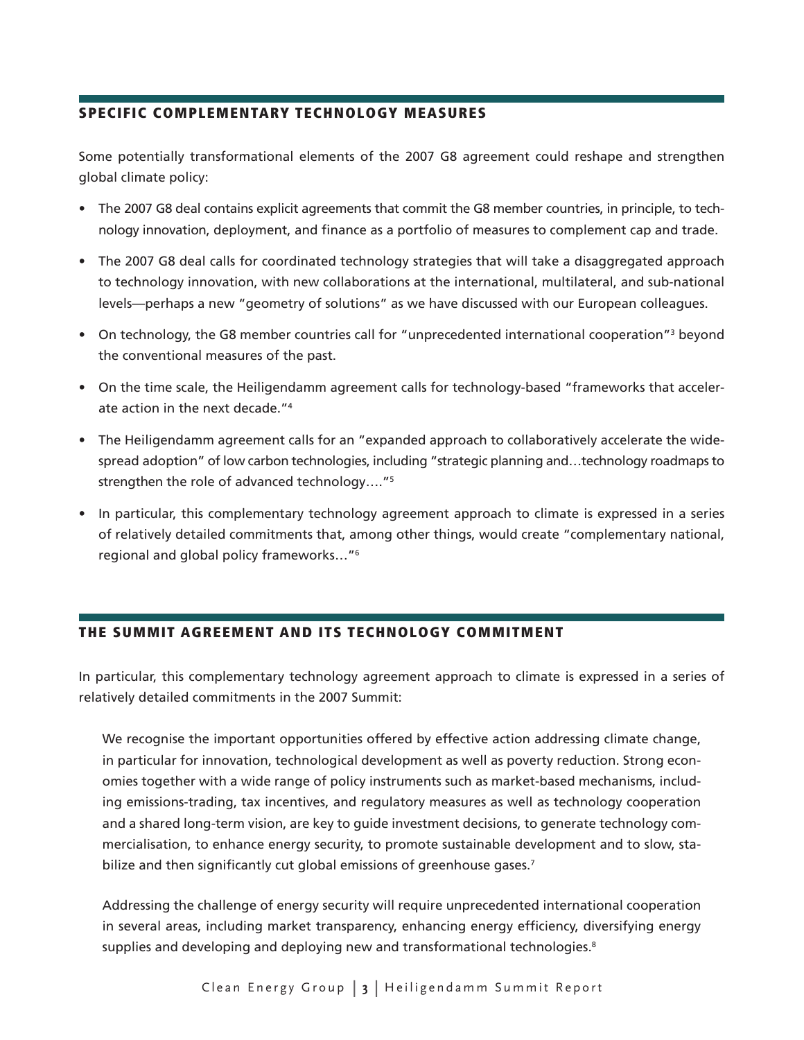## SPECIFIC COMPLEMENTARY TECHNOLOGY MEASURES

Some potentially transformational elements of the 2007 G8 agreement could reshape and strengthen global climate policy:

- The 2007 G8 deal contains explicit agreements that commit the G8 member countries, in principle, to technology innovation, deployment, and finance as a portfolio of measures to complement cap and trade.
- The 2007 G8 deal calls for coordinated technology strategies that will take a disaggregated approach to technology innovation, with new collaborations at the international, multilateral, and sub-national levels—perhaps a new "geometry of solutions" as we have discussed with our European colleagues.
- On technology, the G8 member countries call for "unprecedented international cooperation"[3] beyond the conventional measures of the past.
- On the time scale, the Heiligendamm agreement calls for technology-based "frameworks that accelerate action in the next decade."[4]
- The Heiligendamm agreement calls for an "expanded approach to collaboratively accelerate the widespread adoption" of low carbon technologies, including "strategic planning and…technology roadmaps to strengthen the role of advanced technology…."[5]
- In particular, this complementary technology agreement approach to climate is expressed in a series of relatively detailed commitments that, among other things, would create "complementary national, regional and global policy frameworks…"[6]

## THE SUMMIT AGREEMENT AND ITS TECHNOLOGY COMMITMENT

In particular, this complementary technology agreement approach to climate is expressed in a series of relatively detailed commitments in the 2007 Summit:

> We recognise the important opportunities offered by effective action addressing climate change, in particular for innovation, technological development as well as poverty reduction. Strong economies together with a wide range of policy instruments such as market-based mechanisms, including emissions-trading, tax incentives, and regulatory measures as well as technology cooperation and a shared long-term vision, are key to guide investment decisions, to generate technology commercialisation, to enhance energy security, to promote sustainable development and to slow, stabilize and then significantly cut global emissions of greenhouse gases.[7]
>
> Addressing the challenge of energy security will require unprecedented international cooperation in several areas, including market transparency, enhancing energy efficiency, diversifying energy supplies and developing and deploying new and transformational technologies.[8]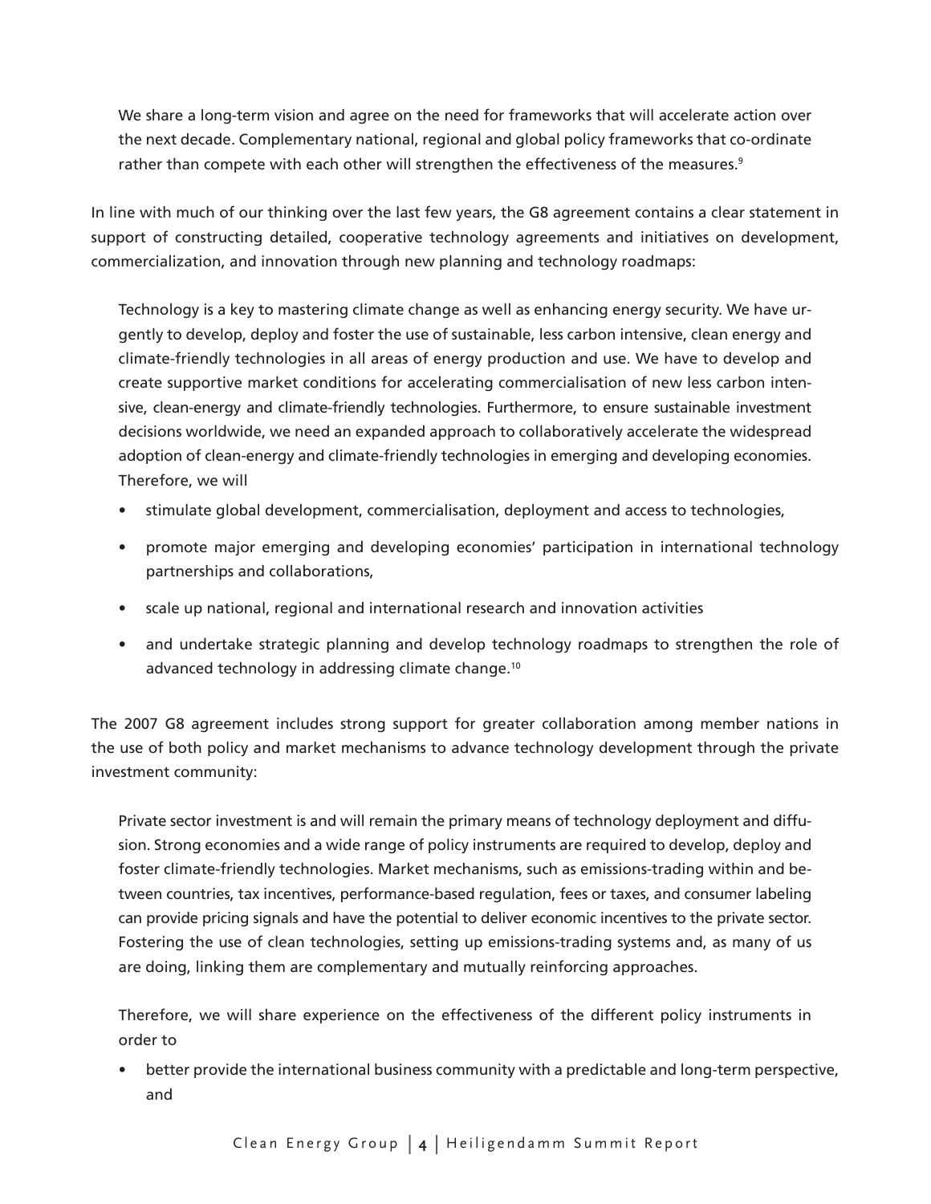> We share a long-term vision and agree on the need for frameworks that will accelerate action over the next decade. Complementary national, regional and global policy frameworks that co-ordinate rather than compete with each other will strengthen the effectiveness of the measures.[9]

In line with much of our thinking over the last few years, the G8 agreement contains a clear statement in support of constructing detailed, cooperative technology agreements and initiatives on development, commercialization, and innovation through new planning and technology roadmaps:

> Technology is a key to mastering climate change as well as enhancing energy security. We have urgently to develop, deploy and foster the use of sustainable, less carbon intensive, clean energy and climate-friendly technologies in all areas of energy production and use. We have to develop and create supportive market conditions for accelerating commercialisation of new less carbon intensive, clean-energy and climate-friendly technologies. Furthermore, to ensure sustainable investment decisions worldwide, we need an expanded approach to collaboratively accelerate the widespread adoption of clean-energy and climate-friendly technologies in emerging and developing economies. Therefore, we will
>
> - stimulate global development, commercialisation, deployment and access to technologies,
> - promote major emerging and developing economies' participation in international technology partnerships and collaborations,
> - scale up national, regional and international research and innovation activities
> - and undertake strategic planning and develop technology roadmaps to strengthen the role of advanced technology in addressing climate change.[10]

The 2007 G8 agreement includes strong support for greater collaboration among member nations in the use of both policy and market mechanisms to advance technology development through the private investment community:

> Private sector investment is and will remain the primary means of technology deployment and diffusion. Strong economies and a wide range of policy instruments are required to develop, deploy and foster climate-friendly technologies. Market mechanisms, such as emissions-trading within and between countries, tax incentives, performance-based regulation, fees or taxes, and consumer labeling can provide pricing signals and have the potential to deliver economic incentives to the private sector. Fostering the use of clean technologies, setting up emissions-trading systems and, as many of us are doing, linking them are complementary and mutually reinforcing approaches.
>
> Therefore, we will share experience on the effectiveness of the different policy instruments in order to
>
> - better provide the international business community with a predictable and long-term perspective, and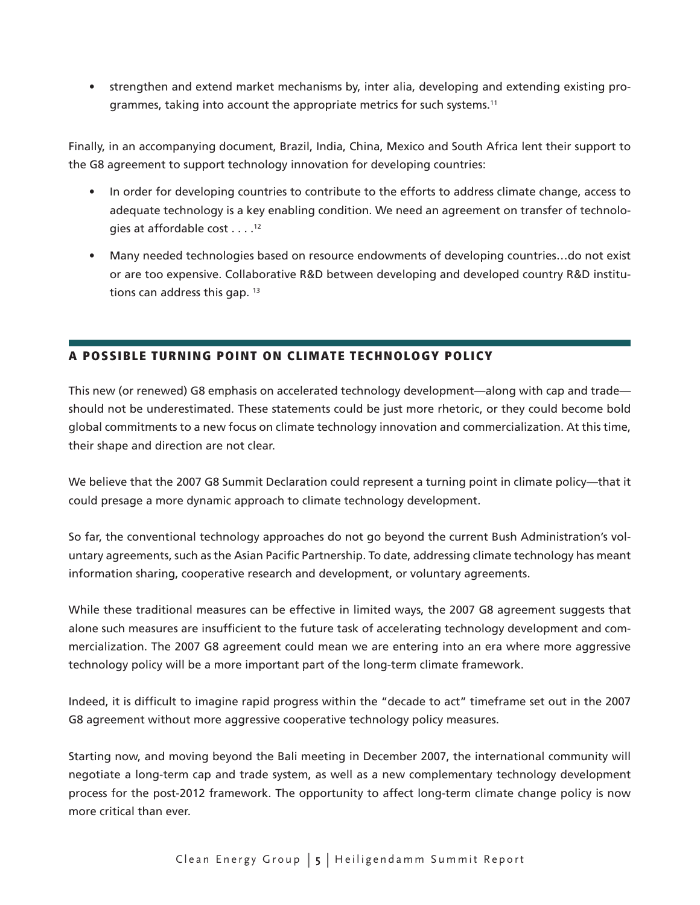- strengthen and extend market mechanisms by, inter alia, developing and extending existing programmes, taking into account the appropriate metrics for such systems.[11]

Finally, in an accompanying document, Brazil, India, China, Mexico and South Africa lent their support to the G8 agreement to support technology innovation for developing countries:

- In order for developing countries to contribute to the efforts to address climate change, access to adequate technology is a key enabling condition. We need an agreement on transfer of technologies at affordable cost . . . .[12]
- Many needed technologies based on resource endowments of developing countries…do not exist or are too expensive. Collaborative R&D between developing and developed country R&D institutions can address this gap.[13]

## A POSSIBLE TURNING POINT ON CLIMATE TECHNOLOGY POLICY

This new (or renewed) G8 emphasis on accelerated technology development—along with cap and trade—should not be underestimated. These statements could be just more rhetoric, or they could become bold global commitments to a new focus on climate technology innovation and commercialization. At this time, their shape and direction are not clear.

We believe that the 2007 G8 Summit Declaration could represent a turning point in climate policy—that it could presage a more dynamic approach to climate technology development.

So far, the conventional technology approaches do not go beyond the current Bush Administration's voluntary agreements, such as the Asian Pacific Partnership. To date, addressing climate technology has meant information sharing, cooperative research and development, or voluntary agreements.

While these traditional measures can be effective in limited ways, the 2007 G8 agreement suggests that alone such measures are insufficient to the future task of accelerating technology development and commercialization. The 2007 G8 agreement could mean we are entering into an era where more aggressive technology policy will be a more important part of the long-term climate framework.

Indeed, it is difficult to imagine rapid progress within the "decade to act" timeframe set out in the 2007 G8 agreement without more aggressive cooperative technology policy measures.

Starting now, and moving beyond the Bali meeting in December 2007, the international community will negotiate a long-term cap and trade system, as well as a new complementary technology development process for the post-2012 framework. The opportunity to affect long-term climate change policy is now more critical than ever.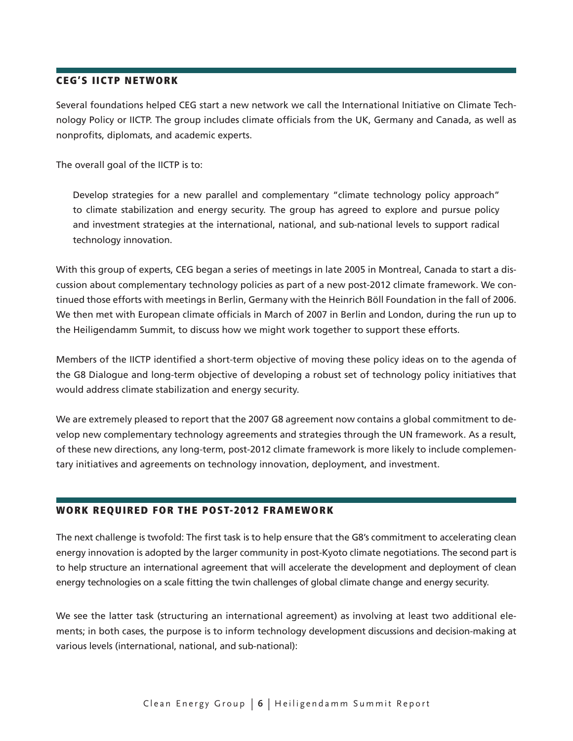## CEG'S IICTP NETWORK

Several foundations helped CEG start a new network we call the International Initiative on Climate Technology Policy or IICTP. The group includes climate officials from the UK, Germany and Canada, as well as nonprofits, diplomats, and academic experts.

The overall goal of the IICTP is to:

> Develop strategies for a new parallel and complementary "climate technology policy approach" to climate stabilization and energy security. The group has agreed to explore and pursue policy and investment strategies at the international, national, and sub-national levels to support radical technology innovation.

With this group of experts, CEG began a series of meetings in late 2005 in Montreal, Canada to start a discussion about complementary technology policies as part of a new post-2012 climate framework. We continued those efforts with meetings in Berlin, Germany with the Heinrich Böll Foundation in the fall of 2006. We then met with European climate officials in March of 2007 in Berlin and London, during the run up to the Heiligendamm Summit, to discuss how we might work together to support these efforts.

Members of the IICTP identified a short-term objective of moving these policy ideas on to the agenda of the G8 Dialogue and long-term objective of developing a robust set of technology policy initiatives that would address climate stabilization and energy security.

We are extremely pleased to report that the 2007 G8 agreement now contains a global commitment to develop new complementary technology agreements and strategies through the UN framework. As a result, of these new directions, any long-term, post-2012 climate framework is more likely to include complementary initiatives and agreements on technology innovation, deployment, and investment.

## WORK REQUIRED FOR THE POST-2012 FRAMEWORK

The next challenge is twofold: The first task is to help ensure that the G8's commitment to accelerating clean energy innovation is adopted by the larger community in post-Kyoto climate negotiations. The second part is to help structure an international agreement that will accelerate the development and deployment of clean energy technologies on a scale fitting the twin challenges of global climate change and energy security.

We see the latter task (structuring an international agreement) as involving at least two additional elements; in both cases, the purpose is to inform technology development discussions and decision-making at various levels (international, national, and sub-national):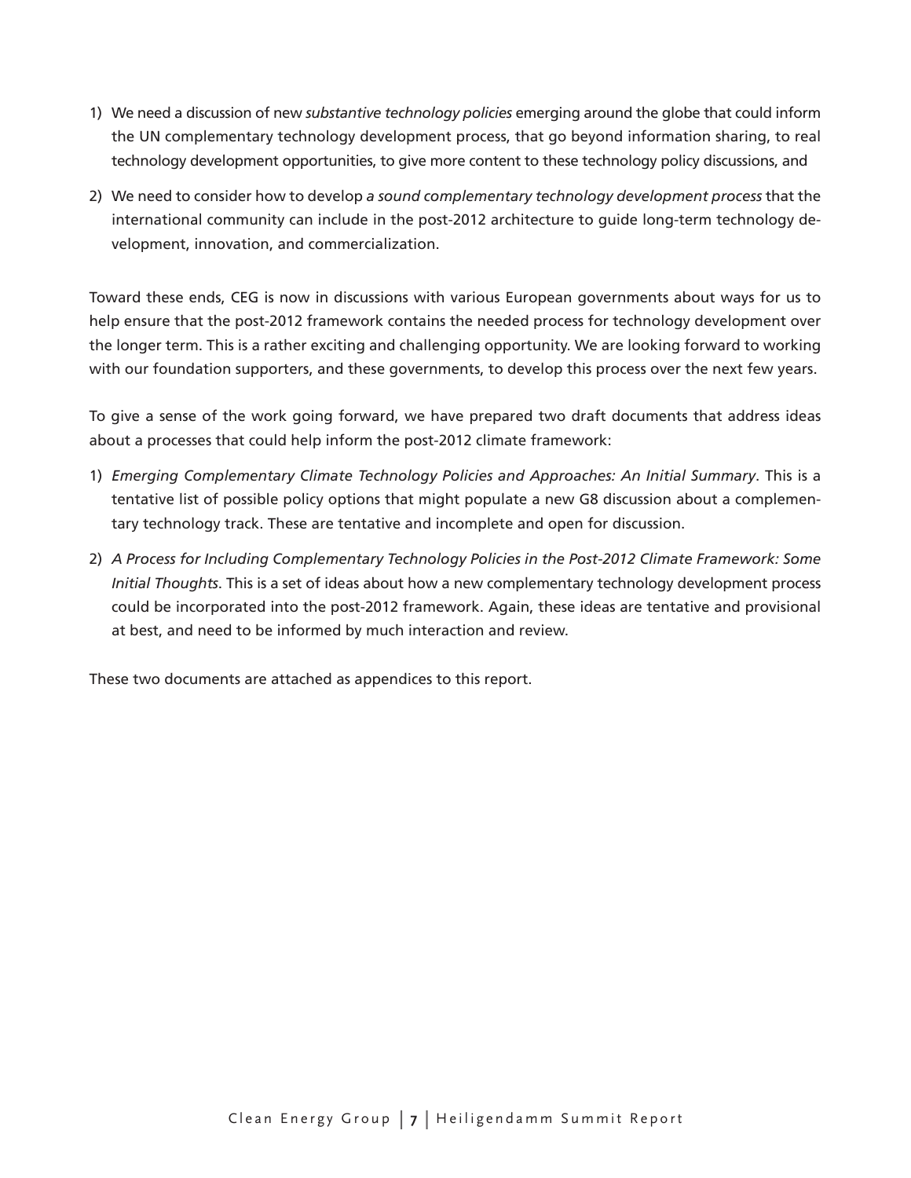1) We need a discussion of new *substantive technology policies* emerging around the globe that could inform the UN complementary technology development process, that go beyond information sharing, to real technology development opportunities, to give more content to these technology policy discussions, and

2) We need to consider how to develop *a sound complementary technology development process* that the international community can include in the post-2012 architecture to guide long-term technology development, innovation, and commercialization.

Toward these ends, CEG is now in discussions with various European governments about ways for us to help ensure that the post-2012 framework contains the needed process for technology development over the longer term. This is a rather exciting and challenging opportunity. We are looking forward to working with our foundation supporters, and these governments, to develop this process over the next few years.

To give a sense of the work going forward, we have prepared two draft documents that address ideas about a processes that could help inform the post-2012 climate framework:

1) *Emerging Complementary Climate Technology Policies and Approaches: An Initial Summary*. This is a tentative list of possible policy options that might populate a new G8 discussion about a complementary technology track. These are tentative and incomplete and open for discussion.

2) *A Process for Including Complementary Technology Policies in the Post-2012 Climate Framework: Some Initial Thoughts*. This is a set of ideas about how a new complementary technology development process could be incorporated into the post-2012 framework. Again, these ideas are tentative and provisional at best, and need to be informed by much interaction and review.

These two documents are attached as appendices to this report.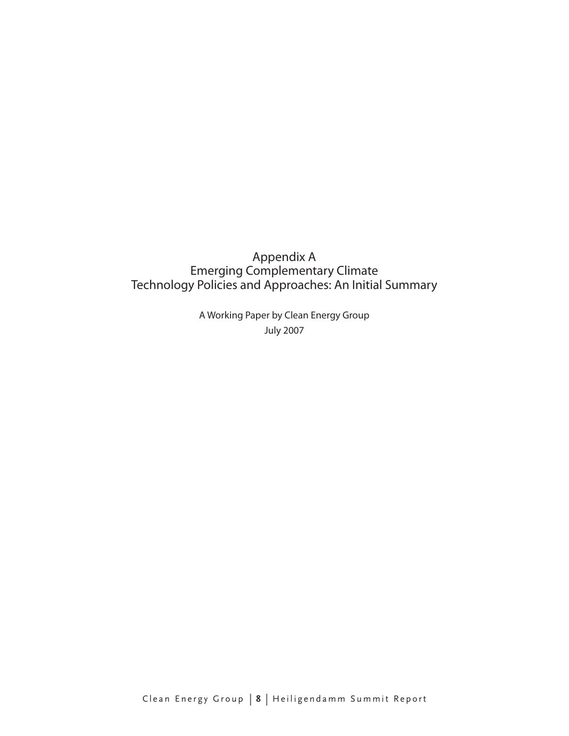# Appendix A
# Emerging Complementary Climate Technology Policies and Approaches: An Initial Summary

A Working Paper by Clean Energy Group

July 2007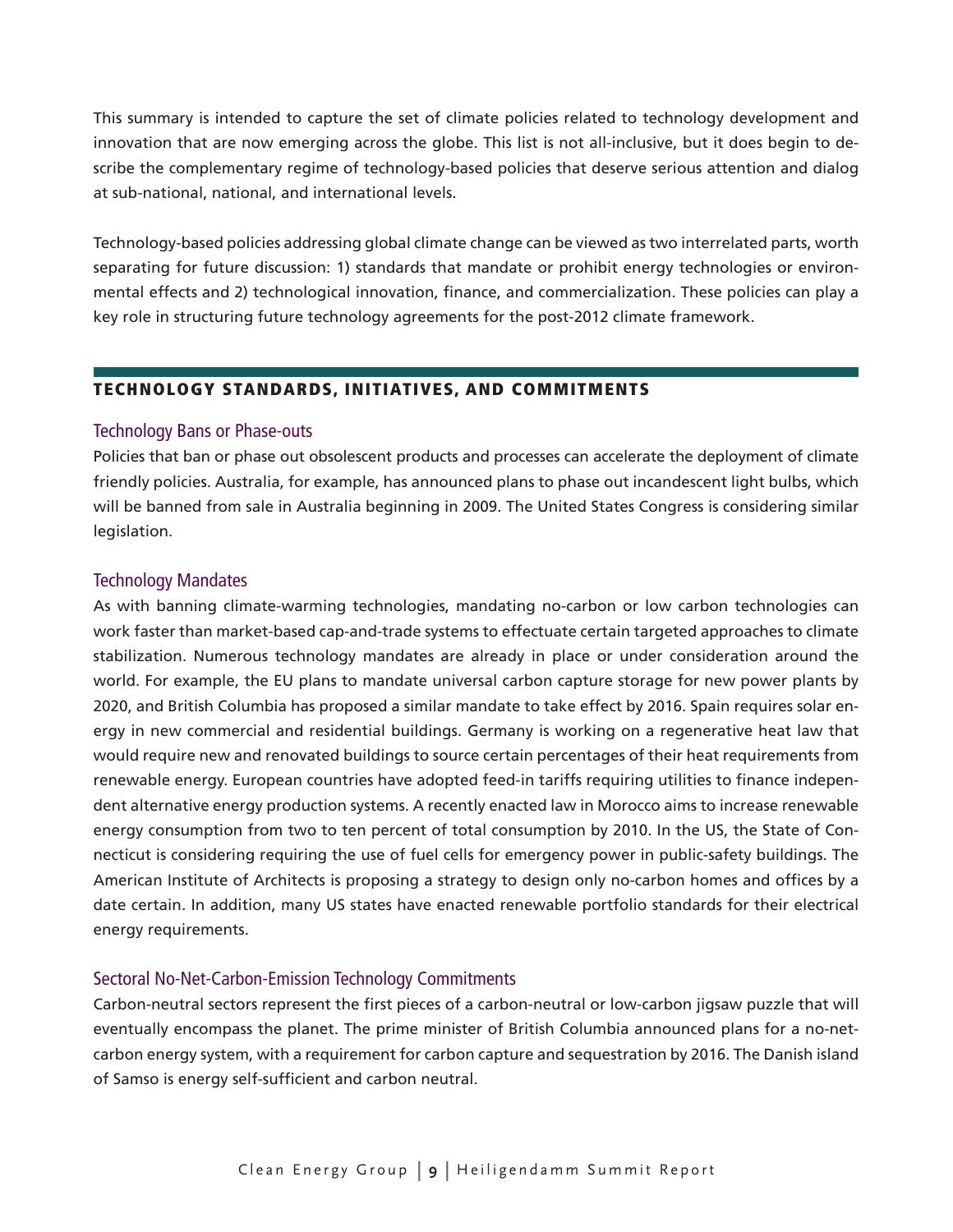This summary is intended to capture the set of climate policies related to technology development and innovation that are now emerging across the globe. This list is not all-inclusive, but it does begin to describe the complementary regime of technology-based policies that deserve serious attention and dialog at sub-national, national, and international levels.

Technology-based policies addressing global climate change can be viewed as two interrelated parts, worth separating for future discussion: 1) standards that mandate or prohibit energy technologies or environmental effects and 2) technological innovation, finance, and commercialization. These policies can play a key role in structuring future technology agreements for the post-2012 climate framework.

## TECHNOLOGY STANDARDS, INITIATIVES, AND COMMITMENTS

### Technology Bans or Phase-outs

Policies that ban or phase out obsolescent products and processes can accelerate the deployment of climate friendly policies. Australia, for example, has announced plans to phase out incandescent light bulbs, which will be banned from sale in Australia beginning in 2009. The United States Congress is considering similar legislation.

### Technology Mandates

As with banning climate-warming technologies, mandating no-carbon or low carbon technologies can work faster than market-based cap-and-trade systems to effectuate certain targeted approaches to climate stabilization. Numerous technology mandates are already in place or under consideration around the world. For example, the EU plans to mandate universal carbon capture storage for new power plants by 2020, and British Columbia has proposed a similar mandate to take effect by 2016. Spain requires solar energy in new commercial and residential buildings. Germany is working on a regenerative heat law that would require new and renovated buildings to source certain percentages of their heat requirements from renewable energy. European countries have adopted feed-in tariffs requiring utilities to finance independent alternative energy production systems. A recently enacted law in Morocco aims to increase renewable energy consumption from two to ten percent of total consumption by 2010. In the US, the State of Connecticut is considering requiring the use of fuel cells for emergency power in public-safety buildings. The American Institute of Architects is proposing a strategy to design only no-carbon homes and offices by a date certain. In addition, many US states have enacted renewable portfolio standards for their electrical energy requirements.

### Sectoral No-Net-Carbon-Emission Technology Commitments

Carbon-neutral sectors represent the first pieces of a carbon-neutral or low-carbon jigsaw puzzle that will eventually encompass the planet. The prime minister of British Columbia announced plans for a no-net-carbon energy system, with a requirement for carbon capture and sequestration by 2016. The Danish island of Samso is energy self-sufficient and carbon neutral.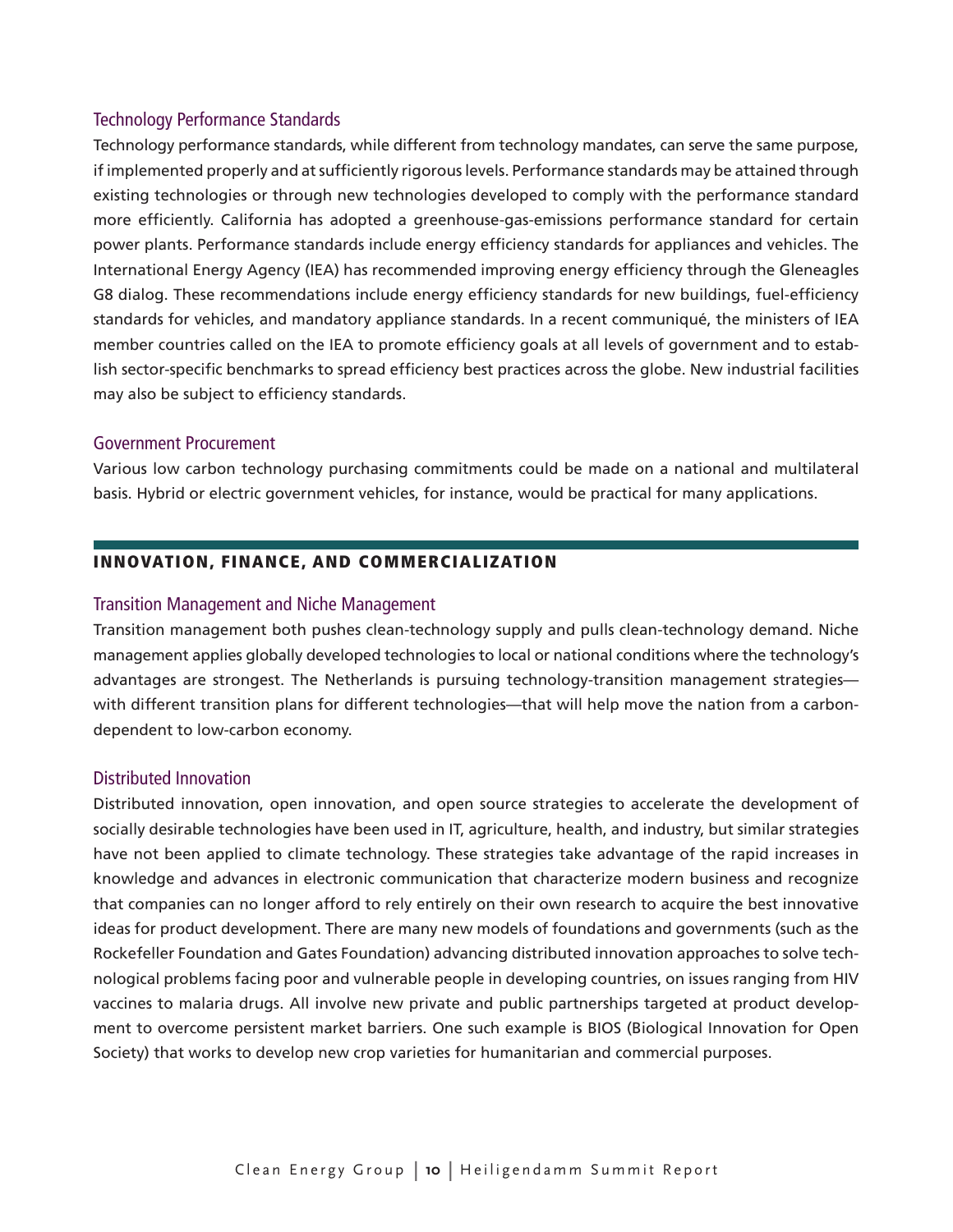### Technology Performance Standards

Technology performance standards, while different from technology mandates, can serve the same purpose, if implemented properly and at sufficiently rigorous levels. Performance standards may be attained through existing technologies or through new technologies developed to comply with the performance standard more efficiently. California has adopted a greenhouse-gas-emissions performance standard for certain power plants. Performance standards include energy efficiency standards for appliances and vehicles. The International Energy Agency (IEA) has recommended improving energy efficiency through the Gleneagles G8 dialog. These recommendations include energy efficiency standards for new buildings, fuel-efficiency standards for vehicles, and mandatory appliance standards. In a recent communiqué, the ministers of IEA member countries called on the IEA to promote efficiency goals at all levels of government and to establish sector-specific benchmarks to spread efficiency best practices across the globe. New industrial facilities may also be subject to efficiency standards.

### Government Procurement

Various low carbon technology purchasing commitments could be made on a national and multilateral basis. Hybrid or electric government vehicles, for instance, would be practical for many applications.

## INNOVATION, FINANCE, AND COMMERCIALIZATION

### Transition Management and Niche Management

Transition management both pushes clean-technology supply and pulls clean-technology demand. Niche management applies globally developed technologies to local or national conditions where the technology's advantages are strongest. The Netherlands is pursuing technology-transition management strategies—with different transition plans for different technologies—that will help move the nation from a carbon-dependent to low-carbon economy.

### Distributed Innovation

Distributed innovation, open innovation, and open source strategies to accelerate the development of socially desirable technologies have been used in IT, agriculture, health, and industry, but similar strategies have not been applied to climate technology. These strategies take advantage of the rapid increases in knowledge and advances in electronic communication that characterize modern business and recognize that companies can no longer afford to rely entirely on their own research to acquire the best innovative ideas for product development. There are many new models of foundations and governments (such as the Rockefeller Foundation and Gates Foundation) advancing distributed innovation approaches to solve technological problems facing poor and vulnerable people in developing countries, on issues ranging from HIV vaccines to malaria drugs. All involve new private and public partnerships targeted at product development to overcome persistent market barriers. One such example is BIOS (Biological Innovation for Open Society) that works to develop new crop varieties for humanitarian and commercial purposes.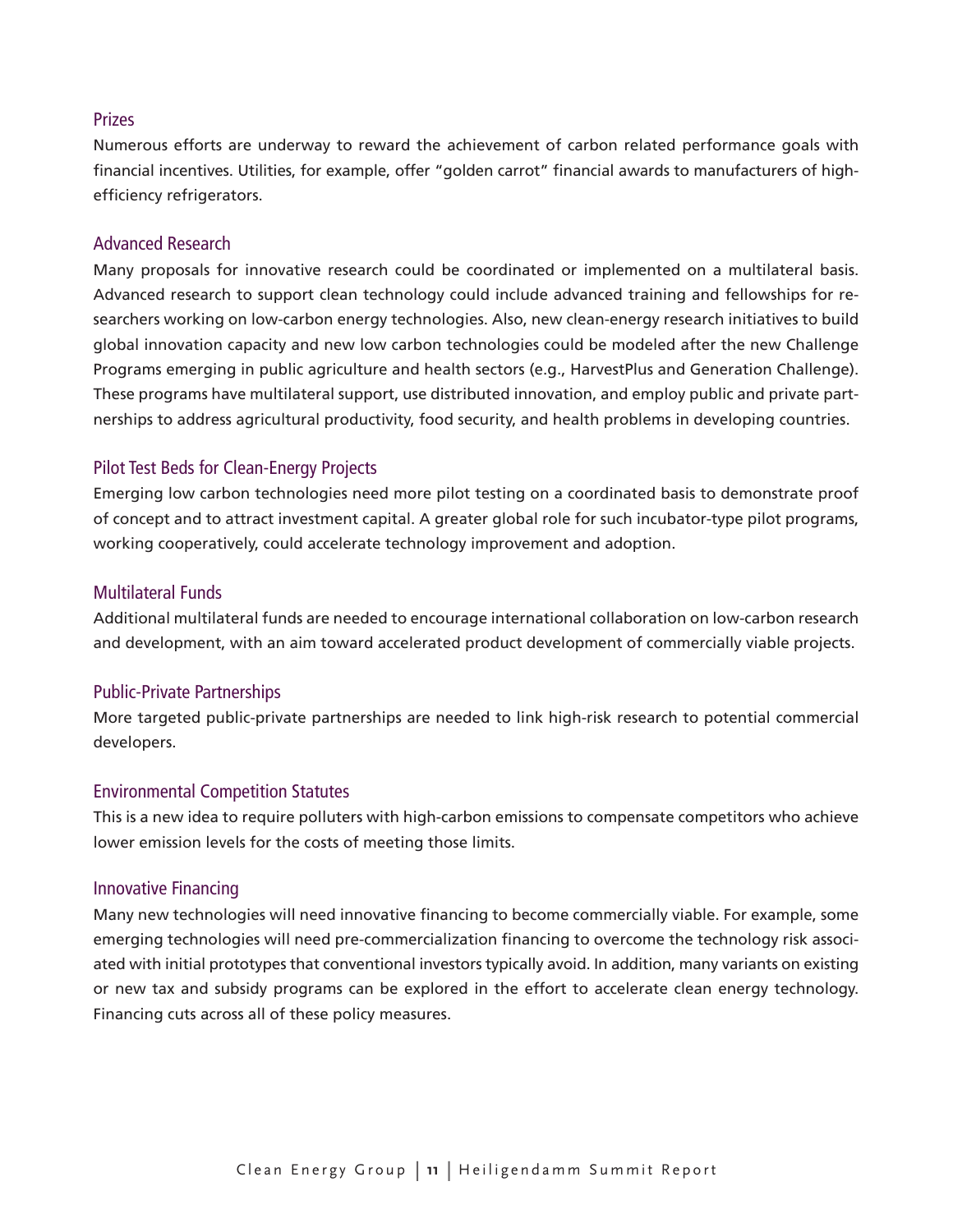### Prizes

Numerous efforts are underway to reward the achievement of carbon related performance goals with financial incentives. Utilities, for example, offer "golden carrot" financial awards to manufacturers of high-efficiency refrigerators.

### Advanced Research

Many proposals for innovative research could be coordinated or implemented on a multilateral basis. Advanced research to support clean technology could include advanced training and fellowships for researchers working on low-carbon energy technologies. Also, new clean-energy research initiatives to build global innovation capacity and new low carbon technologies could be modeled after the new Challenge Programs emerging in public agriculture and health sectors (e.g., HarvestPlus and Generation Challenge). These programs have multilateral support, use distributed innovation, and employ public and private partnerships to address agricultural productivity, food security, and health problems in developing countries.

### Pilot Test Beds for Clean-Energy Projects

Emerging low carbon technologies need more pilot testing on a coordinated basis to demonstrate proof of concept and to attract investment capital. A greater global role for such incubator-type pilot programs, working cooperatively, could accelerate technology improvement and adoption.

### Multilateral Funds

Additional multilateral funds are needed to encourage international collaboration on low-carbon research and development, with an aim toward accelerated product development of commercially viable projects.

### Public-Private Partnerships

More targeted public-private partnerships are needed to link high-risk research to potential commercial developers.

### Environmental Competition Statutes

This is a new idea to require polluters with high-carbon emissions to compensate competitors who achieve lower emission levels for the costs of meeting those limits.

### Innovative Financing

Many new technologies will need innovative financing to become commercially viable. For example, some emerging technologies will need pre-commercialization financing to overcome the technology risk associated with initial prototypes that conventional investors typically avoid. In addition, many variants on existing or new tax and subsidy programs can be explored in the effort to accelerate clean energy technology. Financing cuts across all of these policy measures.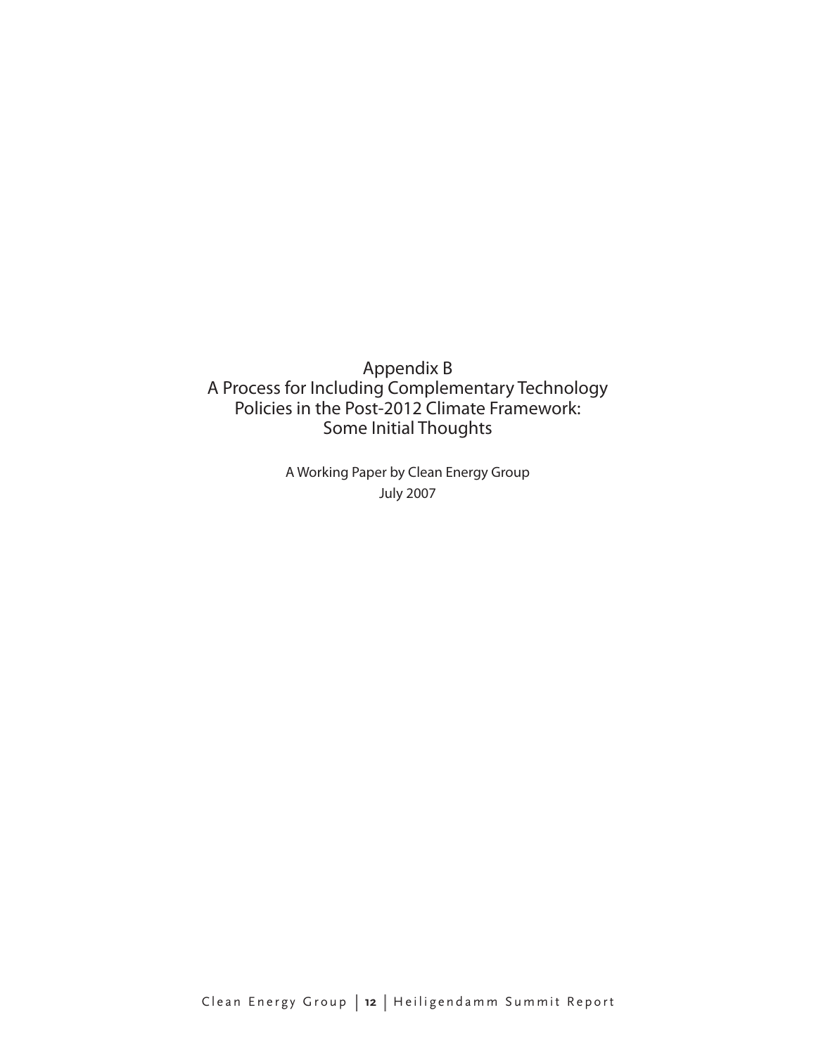# Appendix B
# A Process for Including Complementary Technology Policies in the Post-2012 Climate Framework: Some Initial Thoughts

A Working Paper by Clean Energy Group

July 2007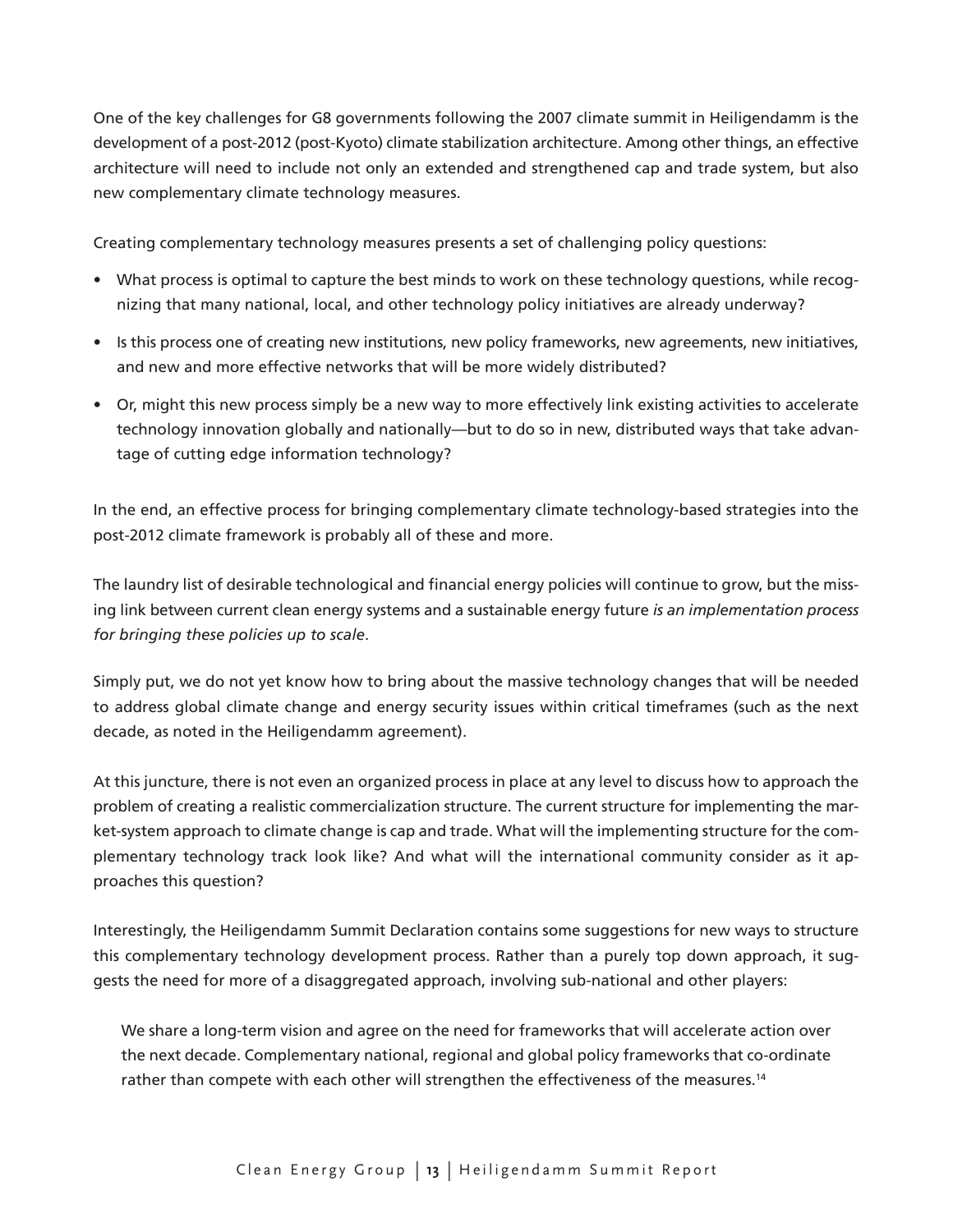One of the key challenges for G8 governments following the 2007 climate summit in Heiligendamm is the development of a post-2012 (post-Kyoto) climate stabilization architecture. Among other things, an effective architecture will need to include not only an extended and strengthened cap and trade system, but also new complementary climate technology measures.

Creating complementary technology measures presents a set of challenging policy questions:

- What process is optimal to capture the best minds to work on these technology questions, while recognizing that many national, local, and other technology policy initiatives are already underway?
- Is this process one of creating new institutions, new policy frameworks, new agreements, new initiatives, and new and more effective networks that will be more widely distributed?
- Or, might this new process simply be a new way to more effectively link existing activities to accelerate technology innovation globally and nationally—but to do so in new, distributed ways that take advantage of cutting edge information technology?

In the end, an effective process for bringing complementary climate technology-based strategies into the post-2012 climate framework is probably all of these and more.

The laundry list of desirable technological and financial energy policies will continue to grow, but the missing link between current clean energy systems and a sustainable energy future *is an implementation process for bringing these policies up to scale*.

Simply put, we do not yet know how to bring about the massive technology changes that will be needed to address global climate change and energy security issues within critical timeframes (such as the next decade, as noted in the Heiligendamm agreement).

At this juncture, there is not even an organized process in place at any level to discuss how to approach the problem of creating a realistic commercialization structure. The current structure for implementing the market-system approach to climate change is cap and trade. What will the implementing structure for the complementary technology track look like? And what will the international community consider as it approaches this question?

Interestingly, the Heiligendamm Summit Declaration contains some suggestions for new ways to structure this complementary technology development process. Rather than a purely top down approach, it suggests the need for more of a disaggregated approach, involving sub-national and other players:

> We share a long-term vision and agree on the need for frameworks that will accelerate action over the next decade. Complementary national, regional and global policy frameworks that co-ordinate rather than compete with each other will strengthen the effectiveness of the measures.[14]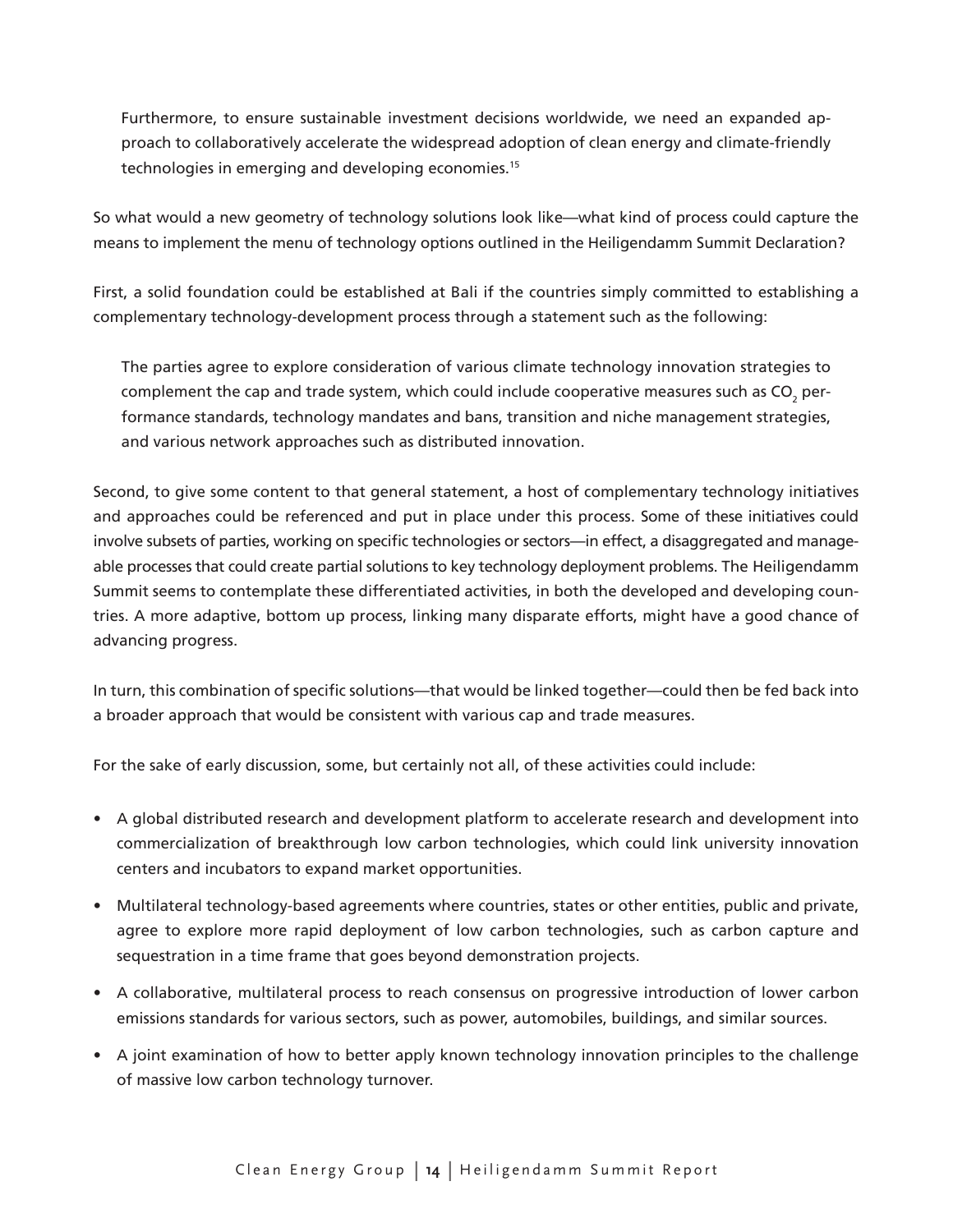> Furthermore, to ensure sustainable investment decisions worldwide, we need an expanded approach to collaboratively accelerate the widespread adoption of clean energy and climate-friendly technologies in emerging and developing economies.[15]

So what would a new geometry of technology solutions look like—what kind of process could capture the means to implement the menu of technology options outlined in the Heiligendamm Summit Declaration?

First, a solid foundation could be established at Bali if the countries simply committed to establishing a complementary technology-development process through a statement such as the following:

> The parties agree to explore consideration of various climate technology innovation strategies to complement the cap and trade system, which could include cooperative measures such as $CO_2$ performance standards, technology mandates and bans, transition and niche management strategies, and various network approaches such as distributed innovation.

Second, to give some content to that general statement, a host of complementary technology initiatives and approaches could be referenced and put in place under this process. Some of these initiatives could involve subsets of parties, working on specific technologies or sectors—in effect, a disaggregated and manageable processes that could create partial solutions to key technology deployment problems. The Heiligendamm Summit seems to contemplate these differentiated activities, in both the developed and developing countries. A more adaptive, bottom up process, linking many disparate efforts, might have a good chance of advancing progress.

In turn, this combination of specific solutions—that would be linked together—could then be fed back into a broader approach that would be consistent with various cap and trade measures.

For the sake of early discussion, some, but certainly not all, of these activities could include:

- A global distributed research and development platform to accelerate research and development into commercialization of breakthrough low carbon technologies, which could link university innovation centers and incubators to expand market opportunities.
- Multilateral technology-based agreements where countries, states or other entities, public and private, agree to explore more rapid deployment of low carbon technologies, such as carbon capture and sequestration in a time frame that goes beyond demonstration projects.
- A collaborative, multilateral process to reach consensus on progressive introduction of lower carbon emissions standards for various sectors, such as power, automobiles, buildings, and similar sources.
- A joint examination of how to better apply known technology innovation principles to the challenge of massive low carbon technology turnover.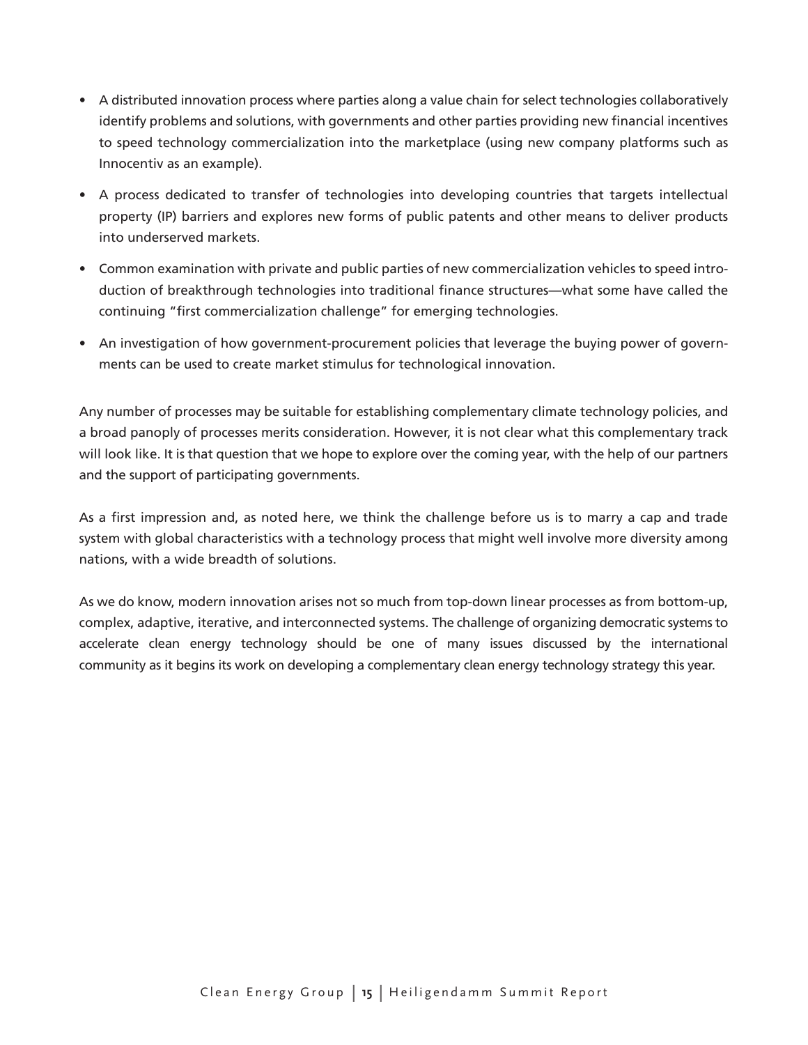- A distributed innovation process where parties along a value chain for select technologies collaboratively identify problems and solutions, with governments and other parties providing new financial incentives to speed technology commercialization into the marketplace (using new company platforms such as Innocentiv as an example).
- A process dedicated to transfer of technologies into developing countries that targets intellectual property (IP) barriers and explores new forms of public patents and other means to deliver products into underserved markets.
- Common examination with private and public parties of new commercialization vehicles to speed introduction of breakthrough technologies into traditional finance structures—what some have called the continuing "first commercialization challenge" for emerging technologies.
- An investigation of how government-procurement policies that leverage the buying power of governments can be used to create market stimulus for technological innovation.

Any number of processes may be suitable for establishing complementary climate technology policies, and a broad panoply of processes merits consideration. However, it is not clear what this complementary track will look like. It is that question that we hope to explore over the coming year, with the help of our partners and the support of participating governments.

As a first impression and, as noted here, we think the challenge before us is to marry a cap and trade system with global characteristics with a technology process that might well involve more diversity among nations, with a wide breadth of solutions.

As we do know, modern innovation arises not so much from top-down linear processes as from bottom-up, complex, adaptive, iterative, and interconnected systems. The challenge of organizing democratic systems to accelerate clean energy technology should be one of many issues discussed by the international community as it begins its work on developing a complementary clean energy technology strategy this year.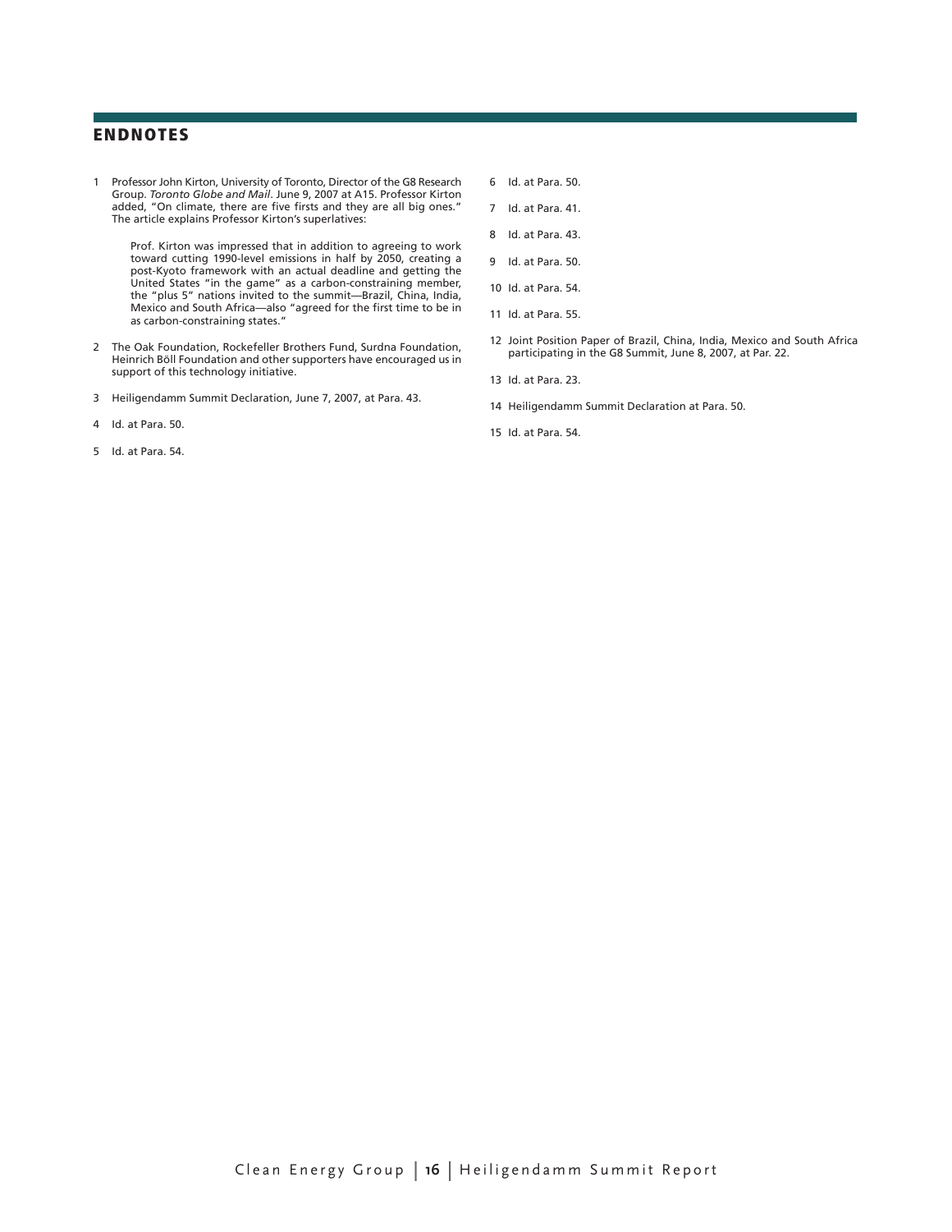## ENDNOTES

1. Professor John Kirton, University of Toronto, Director of the G8 Research Group. *Toronto Globe and Mail*. June 9, 2007 at A15. Professor Kirton added, "On climate, there are five firsts and they are all big ones." The article explains Professor Kirton's superlatives:

   > Prof. Kirton was impressed that in addition to agreeing to work toward cutting 1990-level emissions in half by 2050, creating a post-Kyoto framework with an actual deadline and getting the United States "in the game" as a carbon-constraining member, the "plus 5" nations invited to the summit—Brazil, China, India, Mexico and South Africa—also "agreed for the first time to be in as carbon-constraining states."

2. The Oak Foundation, Rockefeller Brothers Fund, Surdna Foundation, Heinrich Böll Foundation and other supporters have encouraged us in support of this technology initiative.
3. Heiligendamm Summit Declaration, June 7, 2007, at Para. 43.
4. Id. at Para. 50.
5. Id. at Para. 54.
6. Id. at Para. 50.
7. Id. at Para. 41.
8. Id. at Para. 43.
9. Id. at Para. 50.
10. Id. at Para. 54.
11. Id. at Para. 55.
12. Joint Position Paper of Brazil, China, India, Mexico and South Africa participating in the G8 Summit, June 8, 2007, at Par. 22.
13. Id. at Para. 23.
14. Heiligendamm Summit Declaration at Para. 50.
15. Id. at Para. 54.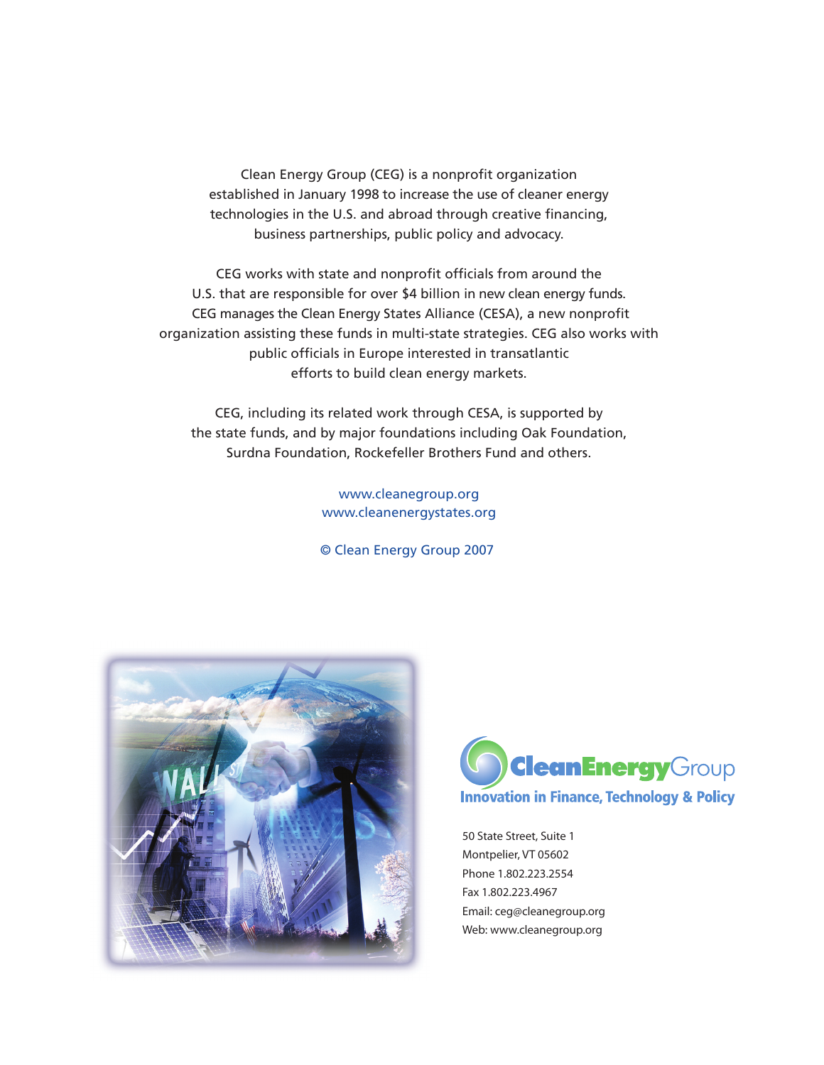Clean Energy Group (CEG) is a nonprofit organization established in January 1998 to increase the use of cleaner energy technologies in the U.S. and abroad through creative financing, business partnerships, public policy and advocacy.

CEG works with state and nonprofit officials from around the U.S. that are responsible for over $4 billion in new clean energy funds. CEG manages the Clean Energy States Alliance (CESA), a new nonprofit organization assisting these funds in multi-state strategies. CEG also works with public officials in Europe interested in transatlantic efforts to build clean energy markets.

CEG, including its related work through CESA, is supported by the state funds, and by major foundations including Oak Foundation, Surdna Foundation, Rockefeller Brothers Fund and others.

www.cleanegroup.org
www.cleanenergystates.org

© Clean Energy Group 2007

**CleanEnergyGroup**
**Innovation in Finance, Technology & Policy**

50 State Street, Suite 1
Montpelier, VT 05602
Phone 1.802.223.2554
Fax 1.802.223.4967
Email: ceg@cleanegroup.org
Web: www.cleanegroup.org